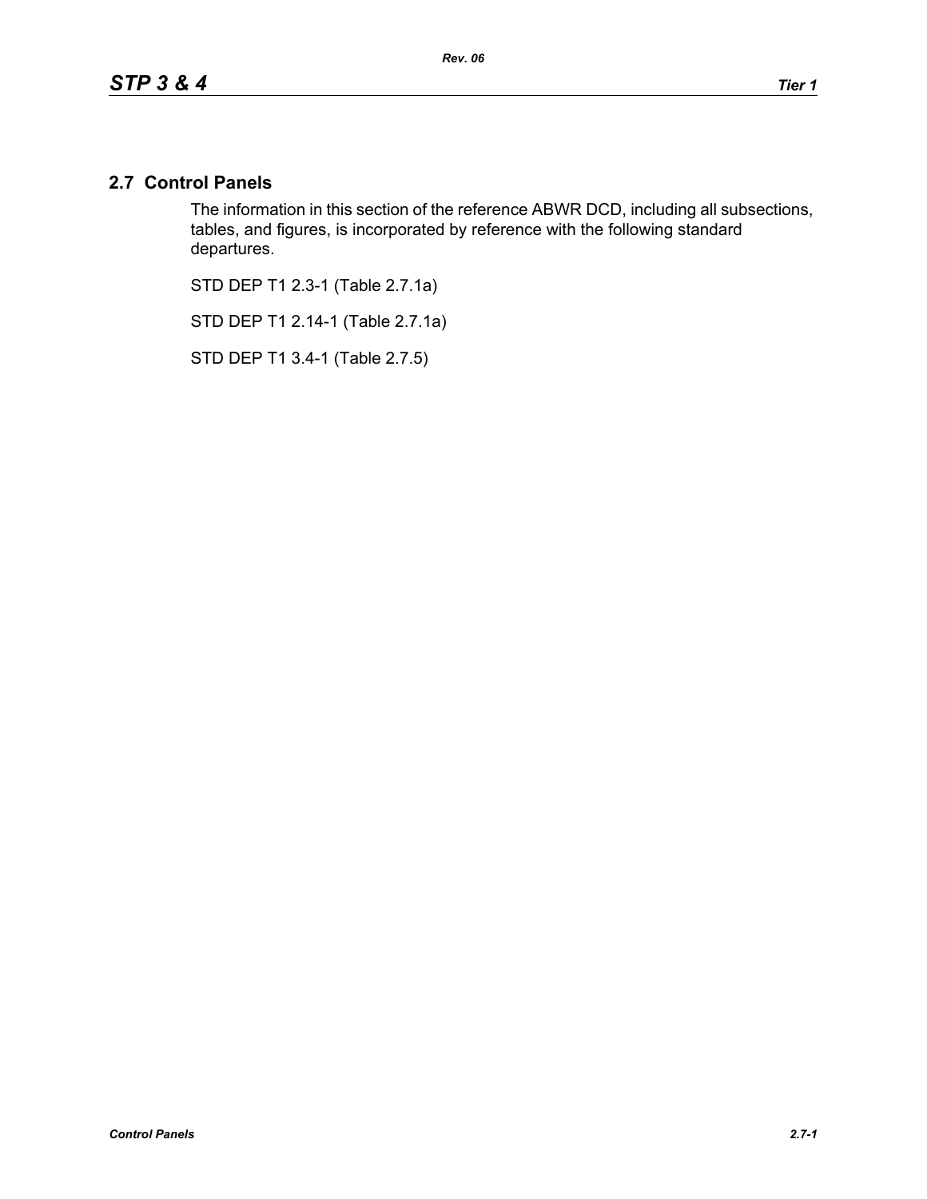## 2.7 Control Panels

The information in this section of the reference ABWR DCD, including all subsections, tables, and figures, is incorporated by reference with the following standard departures.

STD DEP T1 2.3-1 (Table 2.7.1a)

STD DEP T1 2.14-1 (Table 2.7.1a)

STD DEP T1 3.4-1 (Table 2.7.5)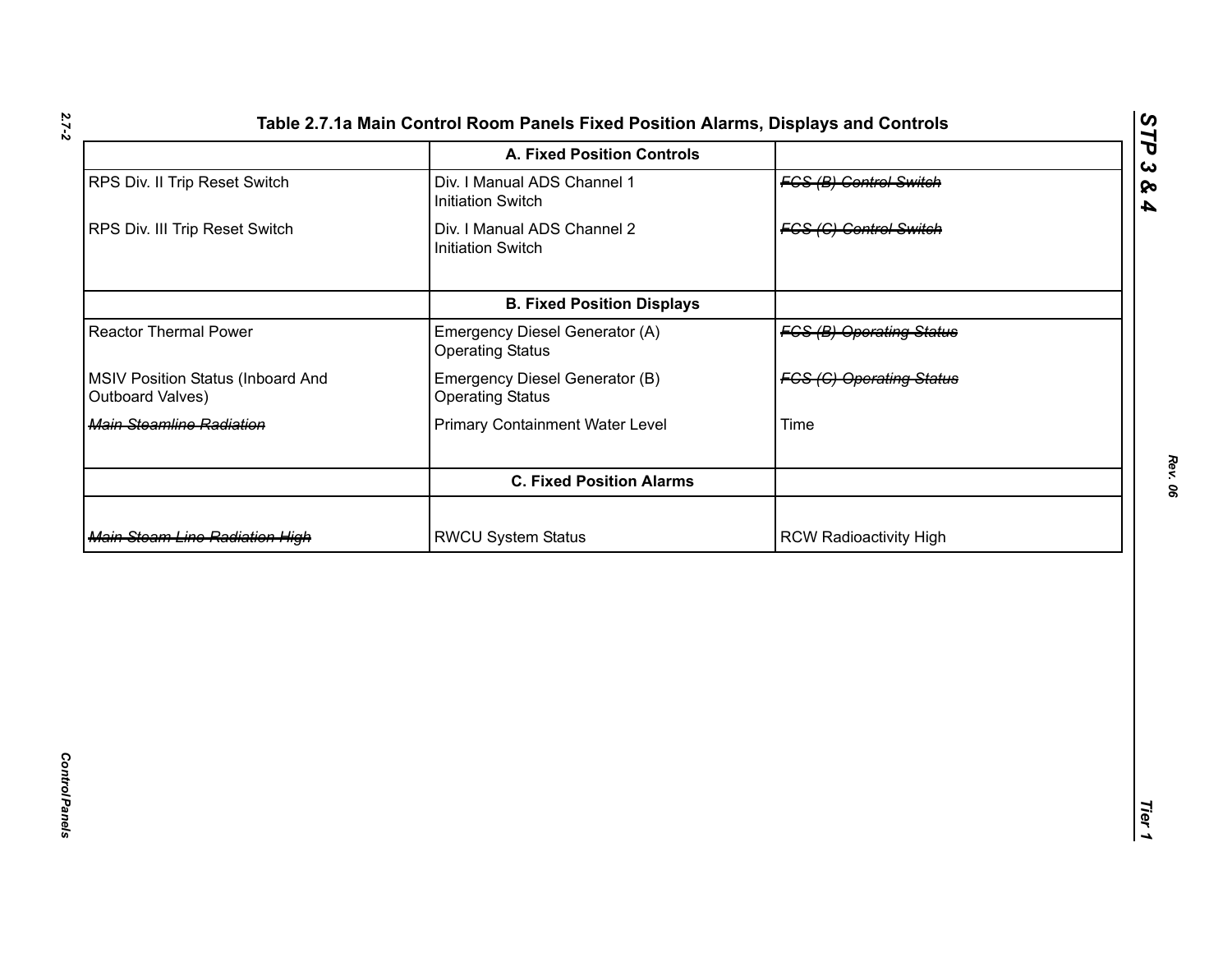## Table 2.7.1a Main Control Room Panels Fixed Position Alarms, Displays and Controls

| | A. Fixed Position Controls | |
|---|---|---|
| RPS Div. II Trip Reset Switch | Div. I Manual ADS Channel 1 Initiation Switch | ~~FCS (B) Control Switch~~ |
| RPS Div. III Trip Reset Switch | Div. I Manual ADS Channel 2 Initiation Switch | ~~FCS (C) Control Switch~~ |
| | **B. Fixed Position Displays** | |
| Reactor Thermal Power | Emergency Diesel Generator (A) Operating Status | ~~FCS (B) Operating Status~~ |
| MSIV Position Status (Inboard And Outboard Valves) | Emergency Diesel Generator (B) Operating Status | ~~FCS (C) Operating Status~~ |
| ~~Main Steamline Radiation~~ | Primary Containment Water Level | Time |
| | **C. Fixed Position Alarms** | |
| ~~Main Steam Line Radiation High~~ | RWCU System Status | RCW Radioactivity High |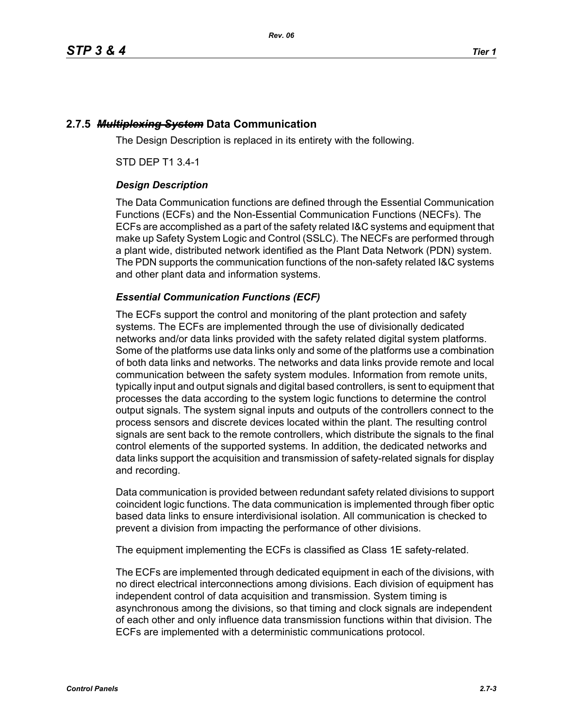## 2.7.5 ~~*Multiplexing System*~~ Data Communication

The Design Description is replaced in its entirety with the following.

STD DEP T1 3.4-1

### *Design Description*

The Data Communication functions are defined through the Essential Communication Functions (ECFs) and the Non-Essential Communication Functions (NECFs). The ECFs are accomplished as a part of the safety related I&C systems and equipment that make up Safety System Logic and Control (SSLC). The NECFs are performed through a plant wide, distributed network identified as the Plant Data Network (PDN) system. The PDN supports the communication functions of the non-safety related I&C systems and other plant data and information systems.

### *Essential Communication Functions (ECF)*

The ECFs support the control and monitoring of the plant protection and safety systems. The ECFs are implemented through the use of divisionally dedicated networks and/or data links provided with the safety related digital system platforms. Some of the platforms use data links only and some of the platforms use a combination of both data links and networks. The networks and data links provide remote and local communication between the safety system modules. Information from remote units, typically input and output signals and digital based controllers, is sent to equipment that processes the data according to the system logic functions to determine the control output signals. The system signal inputs and outputs of the controllers connect to the process sensors and discrete devices located within the plant. The resulting control signals are sent back to the remote controllers, which distribute the signals to the final control elements of the supported systems. In addition, the dedicated networks and data links support the acquisition and transmission of safety-related signals for display and recording.

Data communication is provided between redundant safety related divisions to support coincident logic functions. The data communication is implemented through fiber optic based data links to ensure interdivisional isolation. All communication is checked to prevent a division from impacting the performance of other divisions.

The equipment implementing the ECFs is classified as Class 1E safety-related.

The ECFs are implemented through dedicated equipment in each of the divisions, with no direct electrical interconnections among divisions. Each division of equipment has independent control of data acquisition and transmission. System timing is asynchronous among the divisions, so that timing and clock signals are independent of each other and only influence data transmission functions within that division. The ECFs are implemented with a deterministic communications protocol.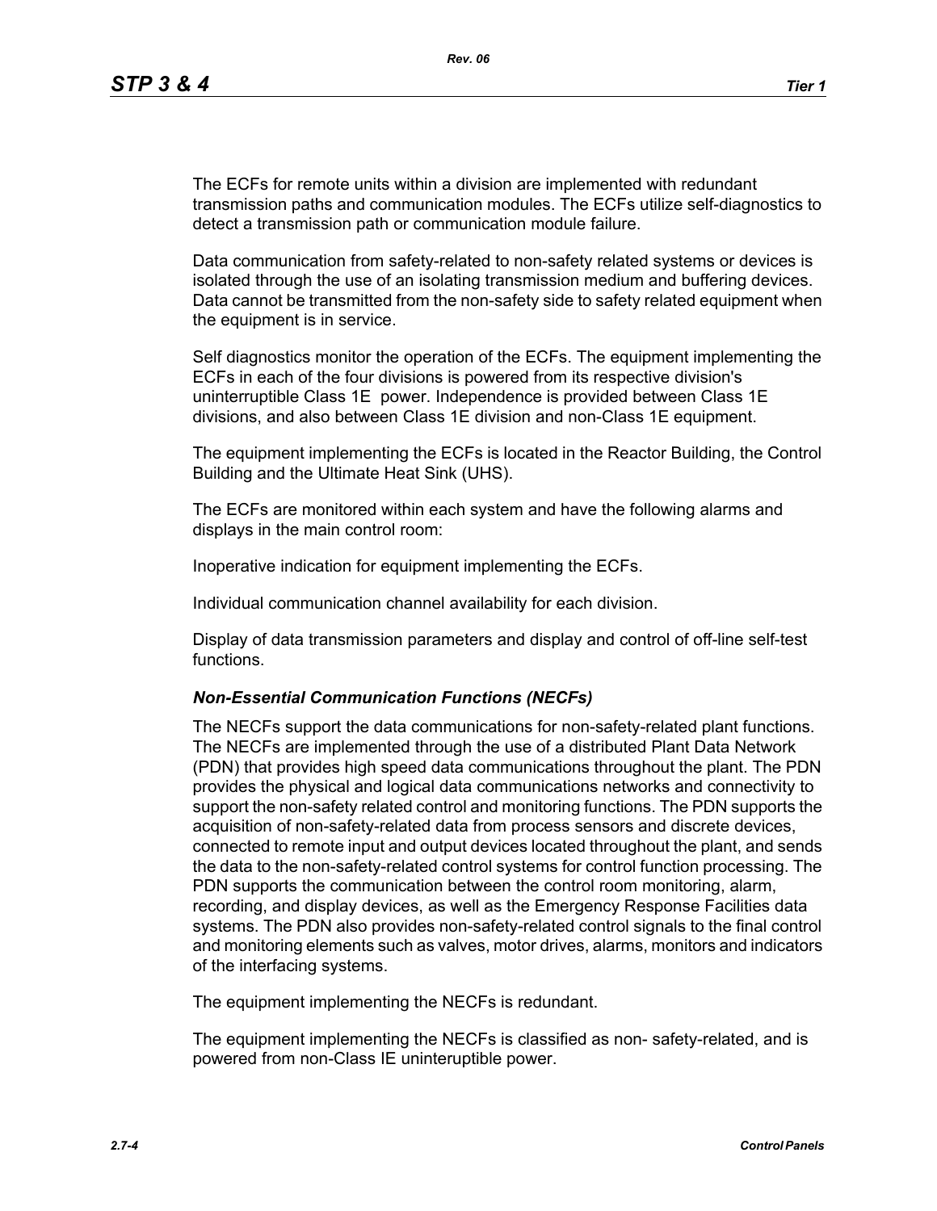The ECFs for remote units within a division are implemented with redundant transmission paths and communication modules. The ECFs utilize self-diagnostics to detect a transmission path or communication module failure.

Data communication from safety-related to non-safety related systems or devices is isolated through the use of an isolating transmission medium and buffering devices. Data cannot be transmitted from the non-safety side to safety related equipment when the equipment is in service.

Self diagnostics monitor the operation of the ECFs. The equipment implementing the ECFs in each of the four divisions is powered from its respective division's uninterruptible Class 1E power. Independence is provided between Class 1E divisions, and also between Class 1E division and non-Class 1E equipment.

The equipment implementing the ECFs is located in the Reactor Building, the Control Building and the Ultimate Heat Sink (UHS).

The ECFs are monitored within each system and have the following alarms and displays in the main control room:

Inoperative indication for equipment implementing the ECFs.

Individual communication channel availability for each division.

Display of data transmission parameters and display and control of off-line self-test functions.

### *Non-Essential Communication Functions (NECFs)*

The NECFs support the data communications for non-safety-related plant functions. The NECFs are implemented through the use of a distributed Plant Data Network (PDN) that provides high speed data communications throughout the plant. The PDN provides the physical and logical data communications networks and connectivity to support the non-safety related control and monitoring functions. The PDN supports the acquisition of non-safety-related data from process sensors and discrete devices, connected to remote input and output devices located throughout the plant, and sends the data to the non-safety-related control systems for control function processing. The PDN supports the communication between the control room monitoring, alarm, recording, and display devices, as well as the Emergency Response Facilities data systems. The PDN also provides non-safety-related control signals to the final control and monitoring elements such as valves, motor drives, alarms, monitors and indicators of the interfacing systems.

The equipment implementing the NECFs is redundant.

The equipment implementing the NECFs is classified as non- safety-related, and is powered from non-Class IE uninteruptible power.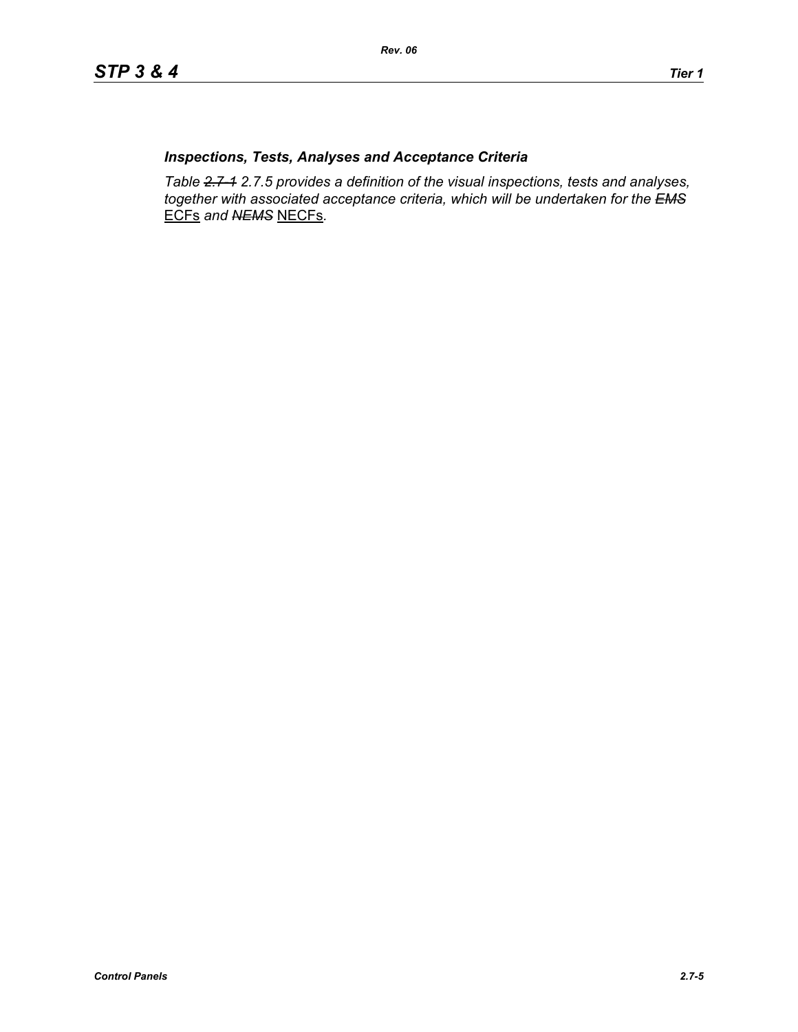### *Inspections, Tests, Analyses and Acceptance Criteria*

*Table ~~2.7-1~~ 2.7.5 provides a definition of the visual inspections, tests and analyses, together with associated acceptance criteria, which will be undertaken for the ~~EMS~~* ECFs *and ~~NEMS~~* NECFs*.*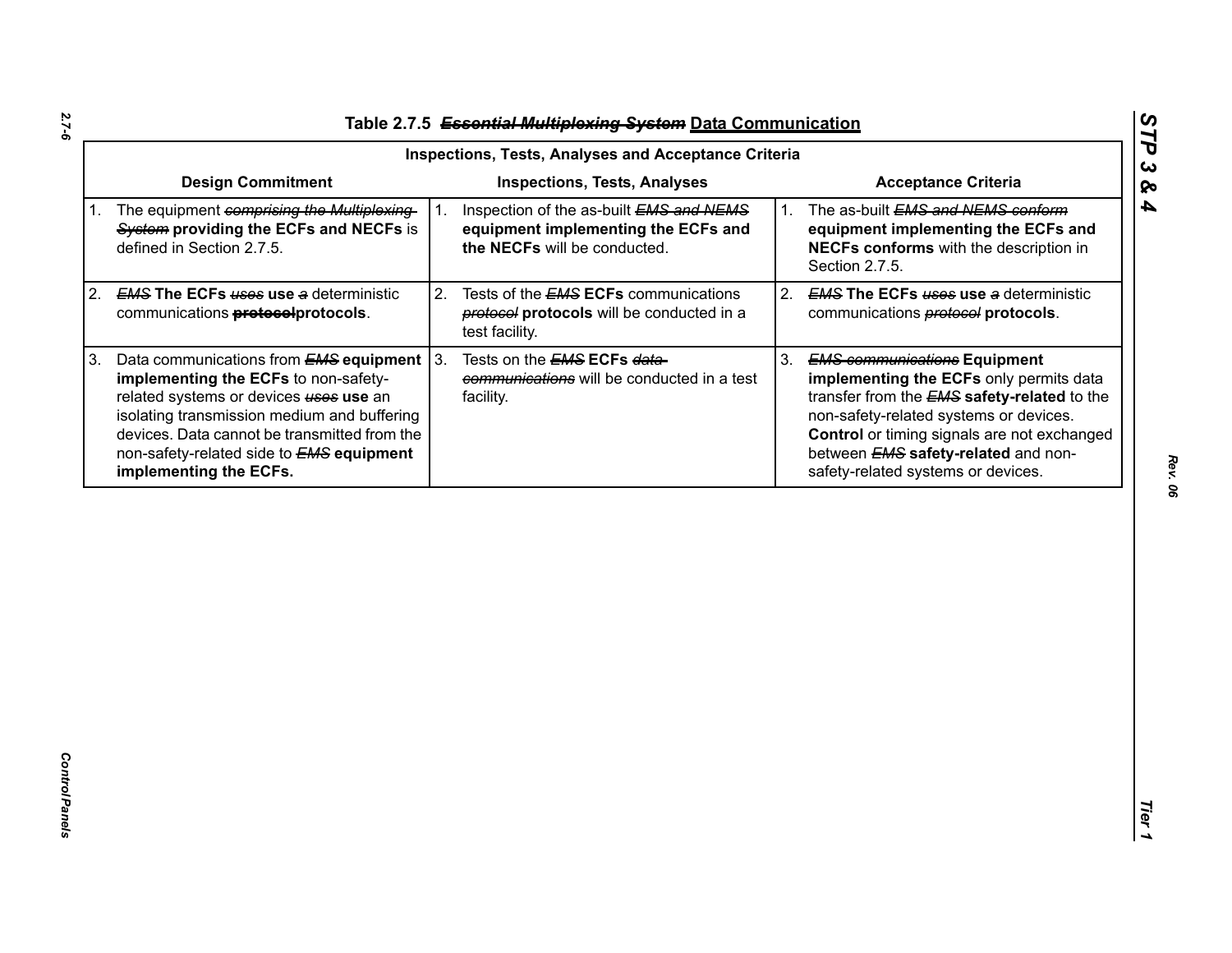### Table 2.7.5 ~~*Essential Multiplexing System*~~ Data Communication

| Inspections, Tests, Analyses and Acceptance Criteria | | |
|---|---|---|
| **Design Commitment** | **Inspections, Tests, Analyses** | **Acceptance Criteria** |
| 1. The equipment ~~*comprising the Multiplexing System*~~ **providing the ECFs and NECFs** is defined in Section 2.7.5. | 1. Inspection of the as-built ~~*EMS and NEMS*~~ **equipment implementing the ECFs and the NECFs** will be conducted. | 1. The as-built ~~*EMS and NEMS conform*~~ **equipment implementing the ECFs and NECFs conforms** with the description in Section 2.7.5. |
| 2. ~~*EMS*~~ **The ECFs** ~~*uses*~~ **use** ~~*a*~~ deterministic communications ~~**protocol**~~**protocols**. | 2. Tests of the ~~*EMS*~~ **ECFs** communications ~~*protocol*~~ **protocols** will be conducted in a test facility. | 2. ~~*EMS*~~ **The ECFs** ~~*uses*~~ **use** ~~*a*~~ deterministic communications ~~*protocol*~~ **protocols**. |
| 3. Data communications from ~~*EMS*~~ **equipment implementing the ECFs** to non-safety-related systems or devices ~~*uses*~~ **use** an isolating transmission medium and buffering devices. Data cannot be transmitted from the non-safety-related side to ~~*EMS*~~ **equipment implementing the ECFs.** | 3. Tests on the ~~*EMS*~~ **ECFs** ~~*data communications*~~ will be conducted in a test facility. | 3. ~~*EMS communications*~~ **Equipment implementing the ECFs** only permits data transfer from the ~~*EMS*~~ **safety-related** to the non-safety-related systems or devices. **Control** or timing signals are not exchanged between ~~*EMS*~~ **safety-related** and non-safety-related systems or devices. |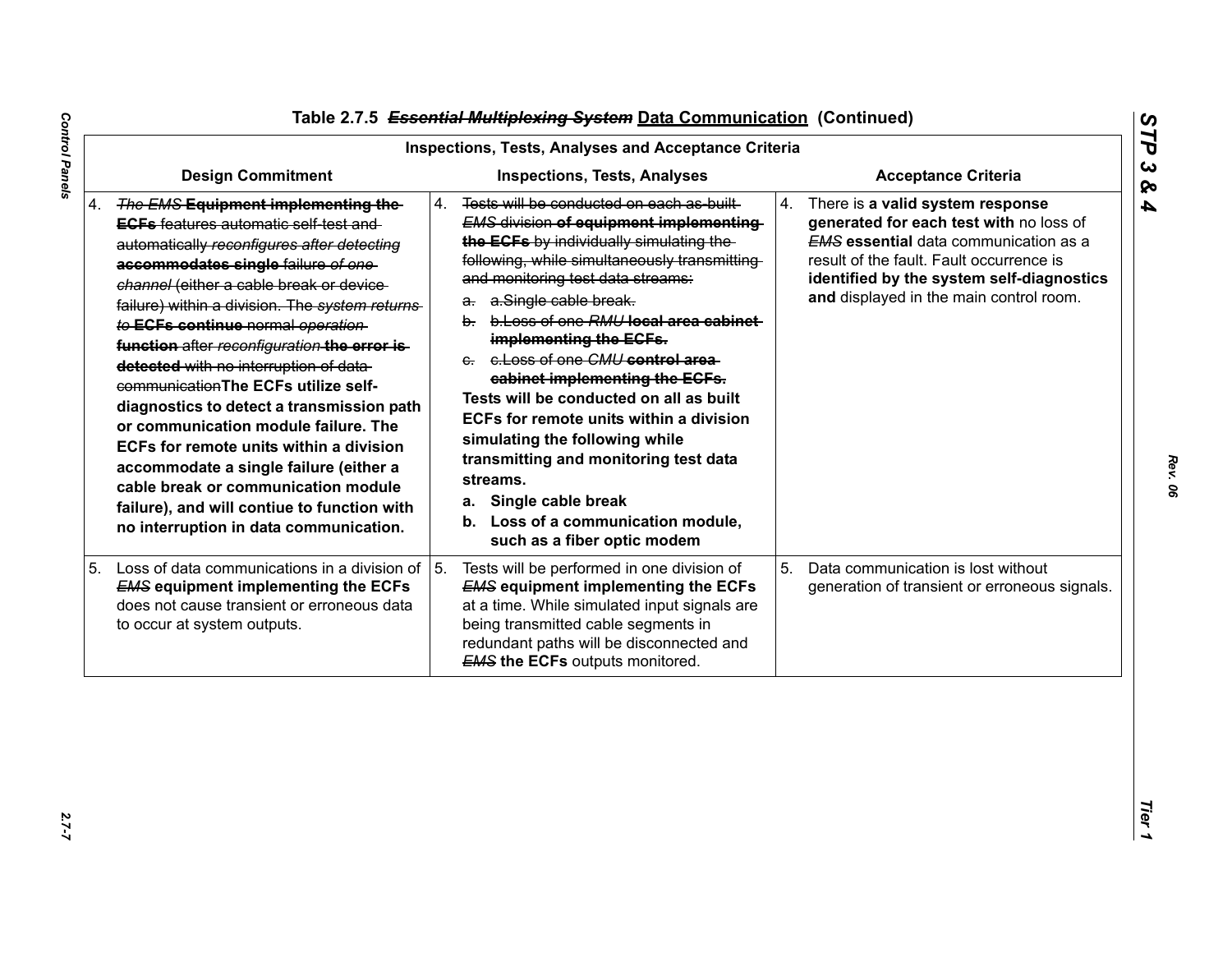# Table 2.7.5 ~~*Essential Multiplexing System*~~ Data Communication (Continued)

| Inspections, Tests, Analyses and Acceptance Criteria | | |
|---|---|---|
| **Design Commitment** | **Inspections, Tests, Analyses** | **Acceptance Criteria** |
| 4. ~~*The EMS*~~ **Equipment implementing the** ~~**ECFs**~~ ~~features automatic self-test and automatically~~ ~~*reconfigures after detecting*~~ **accommodates single** failure ~~*of one channel*~~ (either a cable break or device failure) within a division. The ~~*system returns to*~~ **ECFs continue** normal ~~*operation*~~ **function** after ~~*reconfiguration*~~ ~~**the error is detected**~~ ~~with no interruption of data communication~~**The ECFs utilize self-diagnostics to detect a transmission path or communication module failure. The ECFs for remote units within a division accommodate a single failure (either a cable break or communication module failure), and will contiue to function with no interruption in data communication.** | 4. ~~Tests will be conducted on each as-built~~ ~~*EMS*~~ ~~division~~ ~~**of equipment implementing the ECFs**~~ ~~by individually simulating the following, while simultaneously transmitting and monitoring test data streams:~~ <br> ~~a. a.Single cable break.~~ <br> ~~b. b.Loss of one~~ ~~*RMU*~~ ~~**local area cabinet implementing the ECFs.**~~ <br> ~~c. c.Loss of one~~ ~~*CMU*~~ ~~**control area cabinet implementing the ECFs.**~~ <br> **Tests will be conducted on all as built ECFs for remote units within a division simulating the following while transmitting and monitoring test data streams.** <br> **a. Single cable break** <br> **b. Loss of a communication module, such as a fiber optic modem** | 4. There is **a valid system response generated for each test with** no loss of ~~*EMS*~~ **essential** data communication as a result of the fault. Fault occurrence is **identified by the system self-diagnostics and** displayed in the main control room. |
| 5. Loss of data communications in a division of ~~*EMS*~~ **equipment implementing the ECFs** does not cause transient or erroneous data to occur at system outputs. | 5. Tests will be performed in one division of ~~*EMS*~~ **equipment implementing the ECFs** at a time. While simulated input signals are being transmitted cable segments in redundant paths will be disconnected and ~~*EMS*~~ **the ECFs** outputs monitored. | 5. Data communication is lost without generation of transient or erroneous signals. |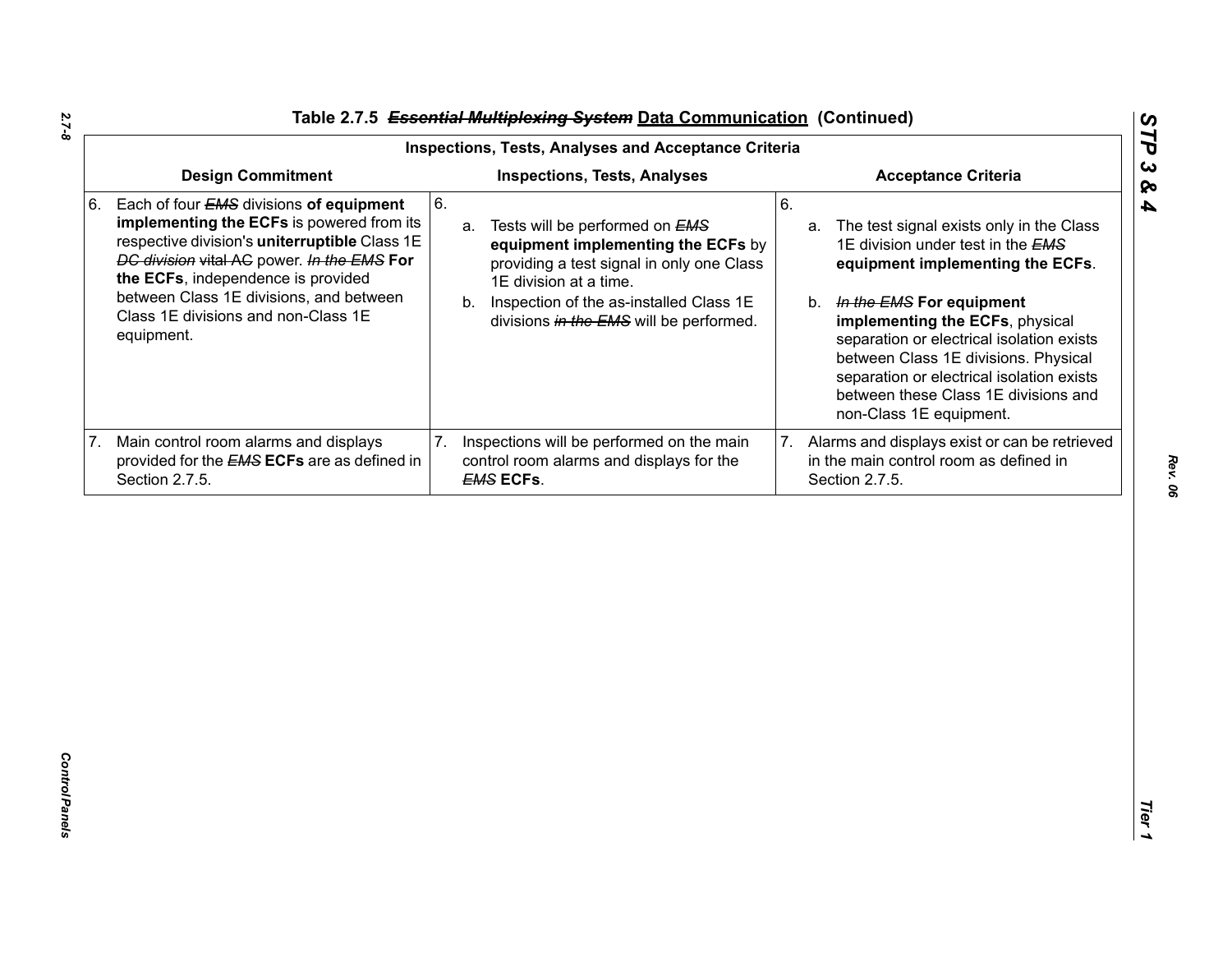## Table 2.7.5 ~~*Essential Multiplexing System*~~ Data Communication (Continued)

| Inspections, Tests, Analyses and Acceptance Criteria | | |
|---|---|---|
| **Design Commitment** | **Inspections, Tests, Analyses** | **Acceptance Criteria** |
| 6. Each of four ~~*EMS*~~ divisions **of equipment implementing the ECFs** is powered from its respective division's **uniterruptible** Class 1E ~~*DC division*~~ ~~vital AC~~ power. ~~*In the EMS*~~ **For the ECFs**, independence is provided between Class 1E divisions, and between Class 1E divisions and non-Class 1E equipment. | 6. a. Tests will be performed on ~~*EMS*~~ **equipment implementing the ECFs** by providing a test signal in only one Class 1E division at a time. b. Inspection of the as-installed Class 1E divisions ~~*in the EMS*~~ will be performed. | 6. a. The test signal exists only in the Class 1E division under test in the ~~*EMS*~~ **equipment implementing the ECFs**. b. ~~*In the EMS*~~ **For equipment implementing the ECFs**, physical separation or electrical isolation exists between Class 1E divisions. Physical separation or electrical isolation exists between these Class 1E divisions and non-Class 1E equipment. |
| 7. Main control room alarms and displays provided for the ~~*EMS*~~ **ECFs** are as defined in Section 2.7.5. | 7. Inspections will be performed on the main control room alarms and displays for the ~~*EMS*~~ **ECFs**. | 7. Alarms and displays exist or can be retrieved in the main control room as defined in Section 2.7.5. |